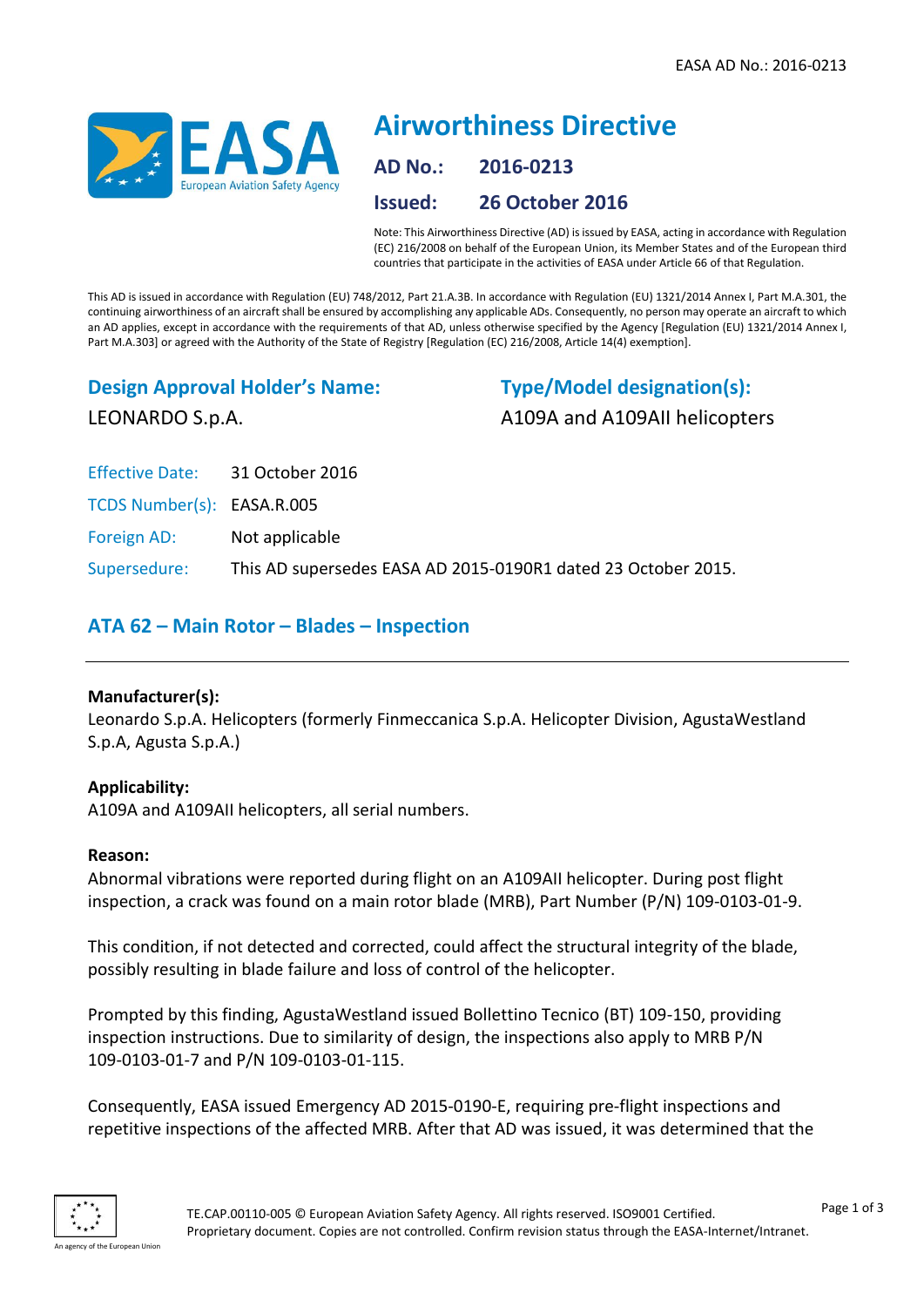# Airworthiness Directive

**AD No.:** 2016-0213

**Issued:** 26 October 2016

Note: This Airworthiness Directive (AD) is issued by EASA, acting in accordance with Regulation (EC) 216/2008 on behalf of the European Union, its Member States and of the European third countries that participate in the activities of EASA under Article 66 of that Regulation.

This AD is issued in accordance with Regulation (EU) 748/2012, Part 21.A.3B. In accordance with Regulation (EU) 1321/2014 Annex I, Part M.A.301, the continuing airworthiness of an aircraft shall be ensured by accomplishing any applicable ADs. Consequently, no person may operate an aircraft to which an AD applies, except in accordance with the requirements of that AD, unless otherwise specified by the Agency [Regulation (EU) 1321/2014 Annex I, Part M.A.303] or agreed with the Authority of the State of Registry [Regulation (EC) 216/2008, Article 14(4) exemption].

## Design Approval Holder's Name:

LEONARDO S.p.A.

## Type/Model designation(s):

A109A and A109AII helicopters

Effective Date: 31 October 2016

TCDS Number(s): EASA.R.005

Foreign AD: Not applicable

Supersedure: This AD supersedes EASA AD 2015-0190R1 dated 23 October 2015.

## ATA 62 – Main Rotor – Blades – Inspection

**Manufacturer(s):**

Leonardo S.p.A. Helicopters (formerly Finmeccanica S.p.A. Helicopter Division, AgustaWestland S.p.A, Agusta S.p.A.)

**Applicability:**

A109A and A109AII helicopters, all serial numbers.

**Reason:**

Abnormal vibrations were reported during flight on an A109AII helicopter. During post flight inspection, a crack was found on a main rotor blade (MRB), Part Number (P/N) 109-0103-01-9.

This condition, if not detected and corrected, could affect the structural integrity of the blade, possibly resulting in blade failure and loss of control of the helicopter.

Prompted by this finding, AgustaWestland issued Bollettino Tecnico (BT) 109-150, providing inspection instructions. Due to similarity of design, the inspections also apply to MRB P/N 109-0103-01-7 and P/N 109-0103-01-115.

Consequently, EASA issued Emergency AD 2015-0190-E, requiring pre-flight inspections and repetitive inspections of the affected MRB. After that AD was issued, it was determined that the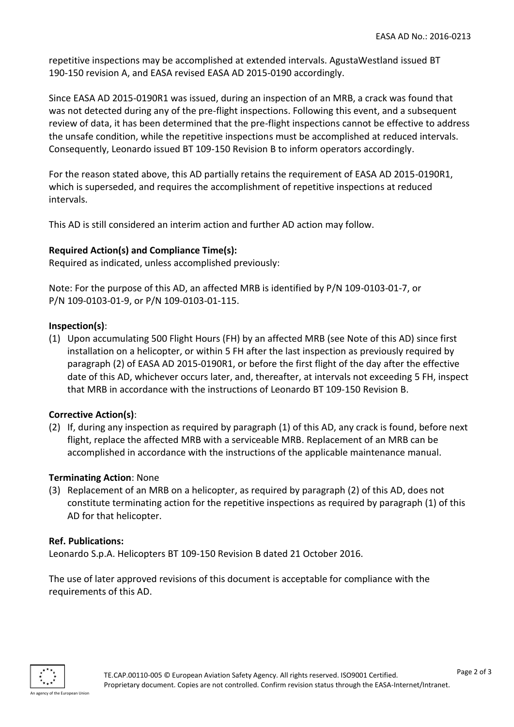repetitive inspections may be accomplished at extended intervals. AgustaWestland issued BT 190-150 revision A, and EASA revised EASA AD 2015-0190 accordingly.

Since EASA AD 2015-0190R1 was issued, during an inspection of an MRB, a crack was found that was not detected during any of the pre-flight inspections. Following this event, and a subsequent review of data, it has been determined that the pre-flight inspections cannot be effective to address the unsafe condition, while the repetitive inspections must be accomplished at reduced intervals. Consequently, Leonardo issued BT 109-150 Revision B to inform operators accordingly.

For the reason stated above, this AD partially retains the requirement of EASA AD 2015-0190R1, which is superseded, and requires the accomplishment of repetitive inspections at reduced intervals.

This AD is still considered an interim action and further AD action may follow.

**Required Action(s) and Compliance Time(s):**
Required as indicated, unless accomplished previously:

Note: For the purpose of this AD, an affected MRB is identified by P/N 109-0103-01-7, or P/N 109-0103-01-9, or P/N 109-0103-01-115.

**Inspection(s)**:

(1) Upon accumulating 500 Flight Hours (FH) by an affected MRB (see Note of this AD) since first installation on a helicopter, or within 5 FH after the last inspection as previously required by paragraph (2) of EASA AD 2015-0190R1, or before the first flight of the day after the effective date of this AD, whichever occurs later, and, thereafter, at intervals not exceeding 5 FH, inspect that MRB in accordance with the instructions of Leonardo BT 109-150 Revision B.

**Corrective Action(s)**:

(2) If, during any inspection as required by paragraph (1) of this AD, any crack is found, before next flight, replace the affected MRB with a serviceable MRB. Replacement of an MRB can be accomplished in accordance with the instructions of the applicable maintenance manual.

**Terminating Action**: None

(3) Replacement of an MRB on a helicopter, as required by paragraph (2) of this AD, does not constitute terminating action for the repetitive inspections as required by paragraph (1) of this AD for that helicopter.

**Ref. Publications:**
Leonardo S.p.A. Helicopters BT 109-150 Revision B dated 21 October 2016.

The use of later approved revisions of this document is acceptable for compliance with the requirements of this AD.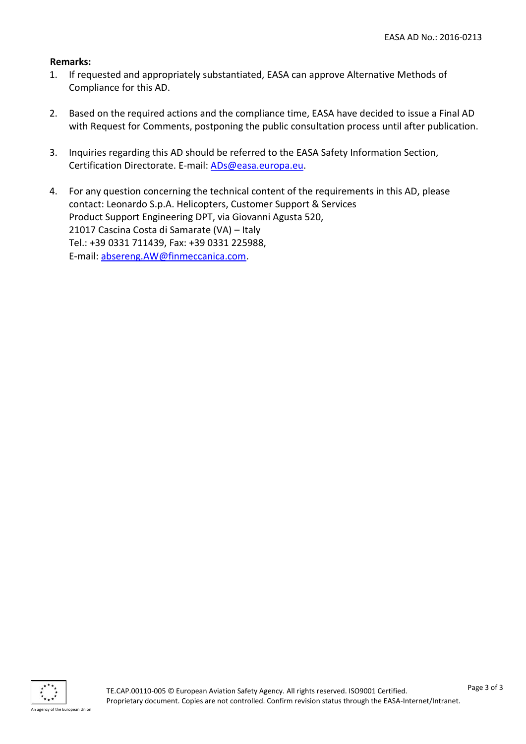**Remarks:**

1. If requested and appropriately substantiated, EASA can approve Alternative Methods of Compliance for this AD.

2. Based on the required actions and the compliance time, EASA have decided to issue a Final AD with Request for Comments, postponing the public consultation process until after publication.

3. Inquiries regarding this AD should be referred to the EASA Safety Information Section, Certification Directorate. E-mail: ADs@easa.europa.eu.

4. For any question concerning the technical content of the requirements in this AD, please contact: Leonardo S.p.A. Helicopters, Customer Support & Services Product Support Engineering DPT, via Giovanni Agusta 520, 21017 Cascina Costa di Samarate (VA) – Italy Tel.: +39 0331 711439, Fax: +39 0331 225988, E-mail: absereng.AW@finmeccanica.com.